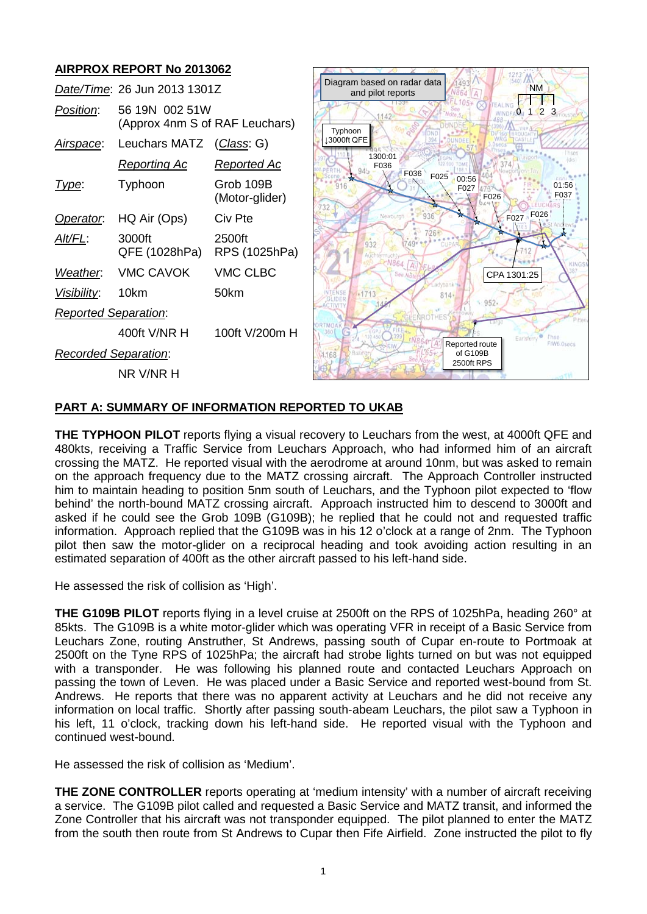## AIRPROX REPORT No 2013062

| | | |
|---|---|---|
| *Date/Time*: | 26 Jun 2013 1301Z | |
| *Position*: | 56 19N 002 51W (Approx 4nm S of RAF Leuchars) | |
| *Airspace*: | Leuchars MATZ | (*Class*: G) |
| | *Reporting Ac* | *Reported Ac* |
| *Type*: | Typhoon | Grob 109B (Motor-glider) |
| *Operator*: | HQ Air (Ops) | Civ Pte |
| *Alt/FL*: | 3000ft QFE (1028hPa) | 2500ft RPS (1025hPa) |
| *Weather*: | VMC CAVOK | VMC CLBC |
| *Visibility*: | 10km | 50km |
| *Reported Separation*: | | |
| | 400ft V/NR H | 100ft V/200m H |
| *Recorded Separation*: | | |
| | NR V/NR H | |

Diagram based on radar data and pilot reports

NM
0 1 2 3

Typhoon
↓3000ft QFE

1300:01
F036

F036
F025
00:56
F027
F026
F027
F026
01:56
F037

CPA 1301:25

Reported route of G109B 2500ft RPS

### PART A: SUMMARY OF INFORMATION REPORTED TO UKAB

**THE TYPHOON PILOT** reports flying a visual recovery to Leuchars from the west, at 4000ft QFE and 480kts, receiving a Traffic Service from Leuchars Approach, who had informed him of an aircraft crossing the MATZ. He reported visual with the aerodrome at around 10nm, but was asked to remain on the approach frequency due to the MATZ crossing aircraft. The Approach Controller instructed him to maintain heading to position 5nm south of Leuchars, and the Typhoon pilot expected to 'flow behind' the north-bound MATZ crossing aircraft. Approach instructed him to descend to 3000ft and asked if he could see the Grob 109B (G109B); he replied that he could not and requested traffic information. Approach replied that the G109B was in his 12 o'clock at a range of 2nm. The Typhoon pilot then saw the motor-glider on a reciprocal heading and took avoiding action resulting in an estimated separation of 400ft as the other aircraft passed to his left-hand side.

He assessed the risk of collision as 'High'.

**THE G109B PILOT** reports flying in a level cruise at 2500ft on the RPS of 1025hPa, heading 260° at 85kts. The G109B is a white motor-glider which was operating VFR in receipt of a Basic Service from Leuchars Zone, routing Anstruther, St Andrews, passing south of Cupar en-route to Portmoak at 2500ft on the Tyne RPS of 1025hPa; the aircraft had strobe lights turned on but was not equipped with a transponder. He was following his planned route and contacted Leuchars Approach on passing the town of Leven. He was placed under a Basic Service and reported west-bound from St. Andrews. He reports that there was no apparent activity at Leuchars and he did not receive any information on local traffic. Shortly after passing south-abeam Leuchars, the pilot saw a Typhoon in his left, 11 o'clock, tracking down his left-hand side. He reported visual with the Typhoon and continued west-bound.

He assessed the risk of collision as 'Medium'.

**THE ZONE CONTROLLER** reports operating at 'medium intensity' with a number of aircraft receiving a service. The G109B pilot called and requested a Basic Service and MATZ transit, and informed the Zone Controller that his aircraft was not transponder equipped. The pilot planned to enter the MATZ from the south then route from St Andrews to Cupar then Fife Airfield. Zone instructed the pilot to fly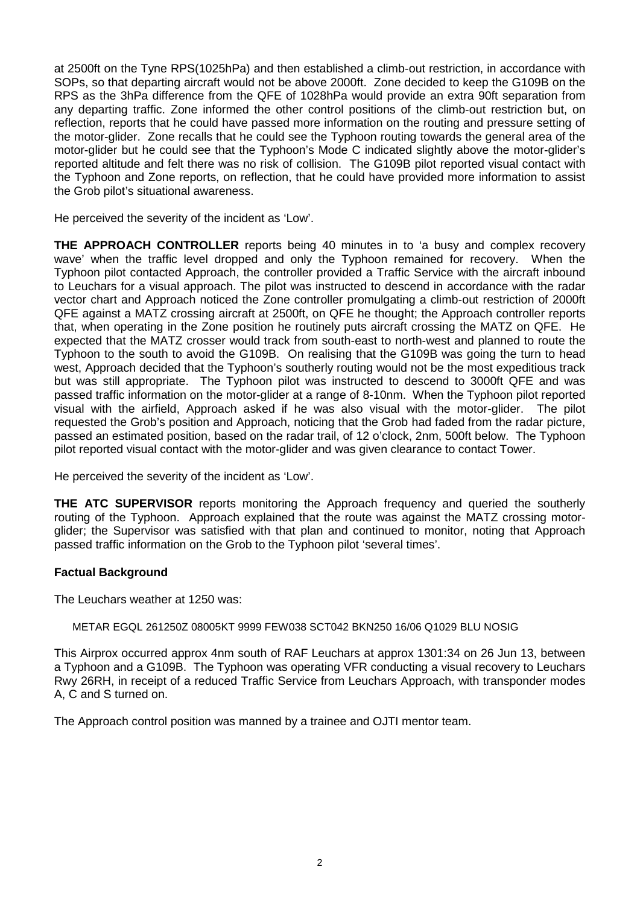at 2500ft on the Tyne RPS(1025hPa) and then established a climb-out restriction, in accordance with SOPs, so that departing aircraft would not be above 2000ft. Zone decided to keep the G109B on the RPS as the 3hPa difference from the QFE of 1028hPa would provide an extra 90ft separation from any departing traffic. Zone informed the other control positions of the climb-out restriction but, on reflection, reports that he could have passed more information on the routing and pressure setting of the motor-glider. Zone recalls that he could see the Typhoon routing towards the general area of the motor-glider but he could see that the Typhoon's Mode C indicated slightly above the motor-glider's reported altitude and felt there was no risk of collision. The G109B pilot reported visual contact with the Typhoon and Zone reports, on reflection, that he could have provided more information to assist the Grob pilot's situational awareness.

He perceived the severity of the incident as 'Low'.

**THE APPROACH CONTROLLER** reports being 40 minutes in to 'a busy and complex recovery wave' when the traffic level dropped and only the Typhoon remained for recovery. When the Typhoon pilot contacted Approach, the controller provided a Traffic Service with the aircraft inbound to Leuchars for a visual approach. The pilot was instructed to descend in accordance with the radar vector chart and Approach noticed the Zone controller promulgating a climb-out restriction of 2000ft QFE against a MATZ crossing aircraft at 2500ft, on QFE he thought; the Approach controller reports that, when operating in the Zone position he routinely puts aircraft crossing the MATZ on QFE. He expected that the MATZ crosser would track from south-east to north-west and planned to route the Typhoon to the south to avoid the G109B. On realising that the G109B was going the turn to head west, Approach decided that the Typhoon's southerly routing would not be the most expeditious track but was still appropriate. The Typhoon pilot was instructed to descend to 3000ft QFE and was passed traffic information on the motor-glider at a range of 8-10nm. When the Typhoon pilot reported visual with the airfield, Approach asked if he was also visual with the motor-glider. The pilot requested the Grob's position and Approach, noticing that the Grob had faded from the radar picture, passed an estimated position, based on the radar trail, of 12 o'clock, 2nm, 500ft below. The Typhoon pilot reported visual contact with the motor-glider and was given clearance to contact Tower.

He perceived the severity of the incident as 'Low'.

**THE ATC SUPERVISOR** reports monitoring the Approach frequency and queried the southerly routing of the Typhoon. Approach explained that the route was against the MATZ crossing motor-glider; the Supervisor was satisfied with that plan and continued to monitor, noting that Approach passed traffic information on the Grob to the Typhoon pilot 'several times'.

## Factual Background

The Leuchars weather at 1250 was:

METAR EGQL 261250Z 08005KT 9999 FEW038 SCT042 BKN250 16/06 Q1029 BLU NOSIG

This Airprox occurred approx 4nm south of RAF Leuchars at approx 1301:34 on 26 Jun 13, between a Typhoon and a G109B. The Typhoon was operating VFR conducting a visual recovery to Leuchars Rwy 26RH, in receipt of a reduced Traffic Service from Leuchars Approach, with transponder modes A, C and S turned on.

The Approach control position was manned by a trainee and OJTI mentor team.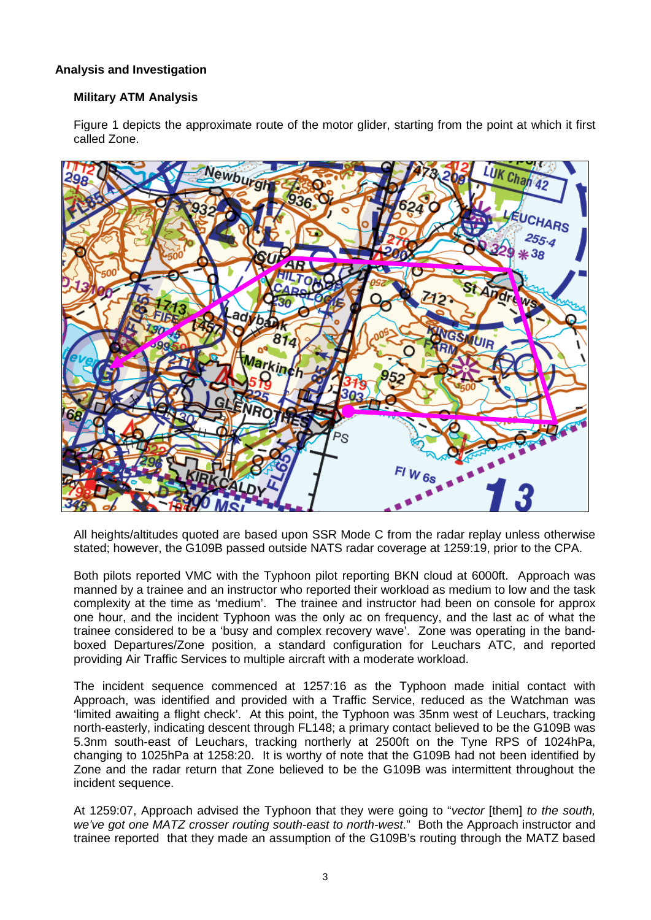## Analysis and Investigation

### Military ATM Analysis

Figure 1 depicts the approximate route of the motor glider, starting from the point at which it first called Zone.

All heights/altitudes quoted are based upon SSR Mode C from the radar replay unless otherwise stated; however, the G109B passed outside NATS radar coverage at 1259:19, prior to the CPA.

Both pilots reported VMC with the Typhoon pilot reporting BKN cloud at 6000ft. Approach was manned by a trainee and an instructor who reported their workload as medium to low and the task complexity at the time as 'medium'. The trainee and instructor had been on console for approx one hour, and the incident Typhoon was the only ac on frequency, and the last ac of what the trainee considered to be a 'busy and complex recovery wave'. Zone was operating in the band-boxed Departures/Zone position, a standard configuration for Leuchars ATC, and reported providing Air Traffic Services to multiple aircraft with a moderate workload.

The incident sequence commenced at 1257:16 as the Typhoon made initial contact with Approach, was identified and provided with a Traffic Service, reduced as the Watchman was 'limited awaiting a flight check'. At this point, the Typhoon was 35nm west of Leuchars, tracking north-easterly, indicating descent through FL148; a primary contact believed to be the G109B was 5.3nm south-east of Leuchars, tracking northerly at 2500ft on the Tyne RPS of 1024hPa, changing to 1025hPa at 1258:20. It is worthy of note that the G109B had not been identified by Zone and the radar return that Zone believed to be the G109B was intermittent throughout the incident sequence.

At 1259:07, Approach advised the Typhoon that they were going to "*vector* [them] *to the south, we've got one MATZ crosser routing south-east to north-west*." Both the Approach instructor and trainee reported that they made an assumption of the G109B's routing through the MATZ based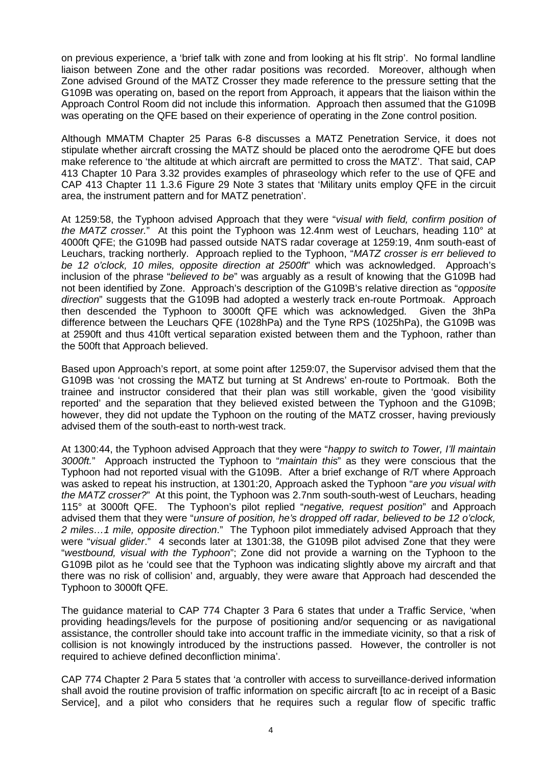on previous experience, a 'brief talk with zone and from looking at his flt strip'. No formal landline liaison between Zone and the other radar positions was recorded. Moreover, although when Zone advised Ground of the MATZ Crosser they made reference to the pressure setting that the G109B was operating on, based on the report from Approach, it appears that the liaison within the Approach Control Room did not include this information. Approach then assumed that the G109B was operating on the QFE based on their experience of operating in the Zone control position.

Although MMATM Chapter 25 Paras 6-8 discusses a MATZ Penetration Service, it does not stipulate whether aircraft crossing the MATZ should be placed onto the aerodrome QFE but does make reference to 'the altitude at which aircraft are permitted to cross the MATZ'. That said, CAP 413 Chapter 10 Para 3.32 provides examples of phraseology which refer to the use of QFE and CAP 413 Chapter 11 1.3.6 Figure 29 Note 3 states that 'Military units employ QFE in the circuit area, the instrument pattern and for MATZ penetration'.

At 1259:58, the Typhoon advised Approach that they were "*visual with field, confirm position of the MATZ crosser.*" At this point the Typhoon was 12.4nm west of Leuchars, heading 110° at 4000ft QFE; the G109B had passed outside NATS radar coverage at 1259:19, 4nm south-east of Leuchars, tracking northerly. Approach replied to the Typhoon, "*MATZ crosser is err believed to be 12 o'clock, 10 miles, opposite direction at 2500ft*" which was acknowledged. Approach's inclusion of the phrase "*believed to be*" was arguably as a result of knowing that the G109B had not been identified by Zone. Approach's description of the G109B's relative direction as "*opposite direction*" suggests that the G109B had adopted a westerly track en-route Portmoak. Approach then descended the Typhoon to 3000ft QFE which was acknowledged. Given the 3hPa difference between the Leuchars QFE (1028hPa) and the Tyne RPS (1025hPa), the G109B was at 2590ft and thus 410ft vertical separation existed between them and the Typhoon, rather than the 500ft that Approach believed.

Based upon Approach's report, at some point after 1259:07, the Supervisor advised them that the G109B was 'not crossing the MATZ but turning at St Andrews' en-route to Portmoak. Both the trainee and instructor considered that their plan was still workable, given the 'good visibility reported' and the separation that they believed existed between the Typhoon and the G109B; however, they did not update the Typhoon on the routing of the MATZ crosser, having previously advised them of the south-east to north-west track.

At 1300:44, the Typhoon advised Approach that they were "*happy to switch to Tower, I'll maintain 3000ft.*" Approach instructed the Typhoon to "*maintain this*" as they were conscious that the Typhoon had not reported visual with the G109B. After a brief exchange of R/T where Approach was asked to repeat his instruction, at 1301:20, Approach asked the Typhoon "*are you visual with the MATZ crosser?*" At this point, the Typhoon was 2.7nm south-south-west of Leuchars, heading 115° at 3000ft QFE. The Typhoon's pilot replied "*negative, request position*" and Approach advised them that they were "*unsure of position, he's dropped off radar, believed to be 12 o'clock, 2 miles…1 mile, opposite direction*." The Typhoon pilot immediately advised Approach that they were "*visual glider*." 4 seconds later at 1301:38, the G109B pilot advised Zone that they were "*westbound, visual with the Typhoon*"; Zone did not provide a warning on the Typhoon to the G109B pilot as he 'could see that the Typhoon was indicating slightly above my aircraft and that there was no risk of collision' and, arguably, they were aware that Approach had descended the Typhoon to 3000ft QFE.

The guidance material to CAP 774 Chapter 3 Para 6 states that under a Traffic Service, 'when providing headings/levels for the purpose of positioning and/or sequencing or as navigational assistance, the controller should take into account traffic in the immediate vicinity, so that a risk of collision is not knowingly introduced by the instructions passed. However, the controller is not required to achieve defined deconfliction minima'.

CAP 774 Chapter 2 Para 5 states that 'a controller with access to surveillance-derived information shall avoid the routine provision of traffic information on specific aircraft [to ac in receipt of a Basic Service], and a pilot who considers that he requires such a regular flow of specific traffic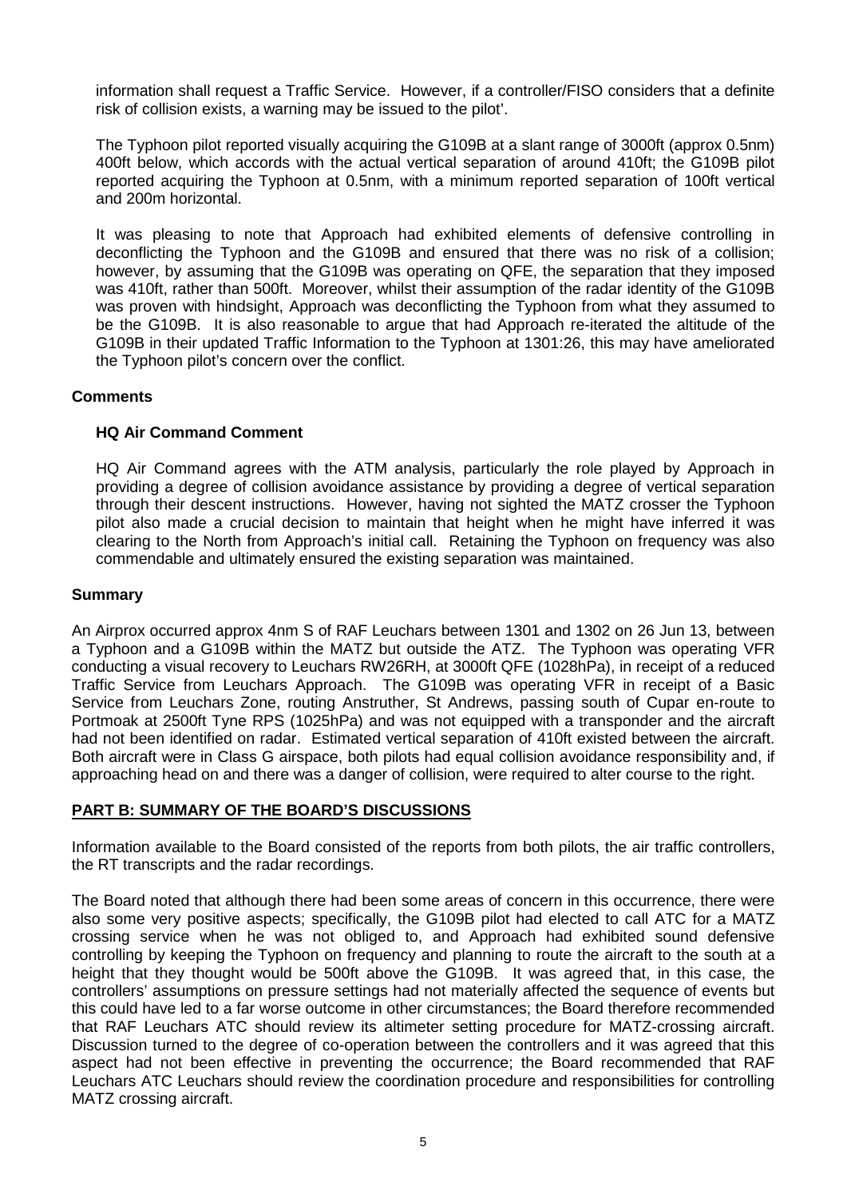information shall request a Traffic Service. However, if a controller/FISO considers that a definite risk of collision exists, a warning may be issued to the pilot'.

The Typhoon pilot reported visually acquiring the G109B at a slant range of 3000ft (approx 0.5nm) 400ft below, which accords with the actual vertical separation of around 410ft; the G109B pilot reported acquiring the Typhoon at 0.5nm, with a minimum reported separation of 100ft vertical and 200m horizontal.

It was pleasing to note that Approach had exhibited elements of defensive controlling in deconflicting the Typhoon and the G109B and ensured that there was no risk of a collision; however, by assuming that the G109B was operating on QFE, the separation that they imposed was 410ft, rather than 500ft. Moreover, whilst their assumption of the radar identity of the G109B was proven with hindsight, Approach was deconflicting the Typhoon from what they assumed to be the G109B. It is also reasonable to argue that had Approach re-iterated the altitude of the G109B in their updated Traffic Information to the Typhoon at 1301:26, this may have ameliorated the Typhoon pilot's concern over the conflict.

## Comments

### HQ Air Command Comment

HQ Air Command agrees with the ATM analysis, particularly the role played by Approach in providing a degree of collision avoidance assistance by providing a degree of vertical separation through their descent instructions. However, having not sighted the MATZ crosser the Typhoon pilot also made a crucial decision to maintain that height when he might have inferred it was clearing to the North from Approach's initial call. Retaining the Typhoon on frequency was also commendable and ultimately ensured the existing separation was maintained.

## Summary

An Airprox occurred approx 4nm S of RAF Leuchars between 1301 and 1302 on 26 Jun 13, between a Typhoon and a G109B within the MATZ but outside the ATZ. The Typhoon was operating VFR conducting a visual recovery to Leuchars RW26RH, at 3000ft QFE (1028hPa), in receipt of a reduced Traffic Service from Leuchars Approach. The G109B was operating VFR in receipt of a Basic Service from Leuchars Zone, routing Anstruther, St Andrews, passing south of Cupar en-route to Portmoak at 2500ft Tyne RPS (1025hPa) and was not equipped with a transponder and the aircraft had not been identified on radar. Estimated vertical separation of 410ft existed between the aircraft. Both aircraft were in Class G airspace, both pilots had equal collision avoidance responsibility and, if approaching head on and there was a danger of collision, were required to alter course to the right.

## PART B: SUMMARY OF THE BOARD'S DISCUSSIONS

Information available to the Board consisted of the reports from both pilots, the air traffic controllers, the RT transcripts and the radar recordings.

The Board noted that although there had been some areas of concern in this occurrence, there were also some very positive aspects; specifically, the G109B pilot had elected to call ATC for a MATZ crossing service when he was not obliged to, and Approach had exhibited sound defensive controlling by keeping the Typhoon on frequency and planning to route the aircraft to the south at a height that they thought would be 500ft above the G109B. It was agreed that, in this case, the controllers' assumptions on pressure settings had not materially affected the sequence of events but this could have led to a far worse outcome in other circumstances; the Board therefore recommended that RAF Leuchars ATC should review its altimeter setting procedure for MATZ-crossing aircraft. Discussion turned to the degree of co-operation between the controllers and it was agreed that this aspect had not been effective in preventing the occurrence; the Board recommended that RAF Leuchars ATC Leuchars should review the coordination procedure and responsibilities for controlling MATZ crossing aircraft.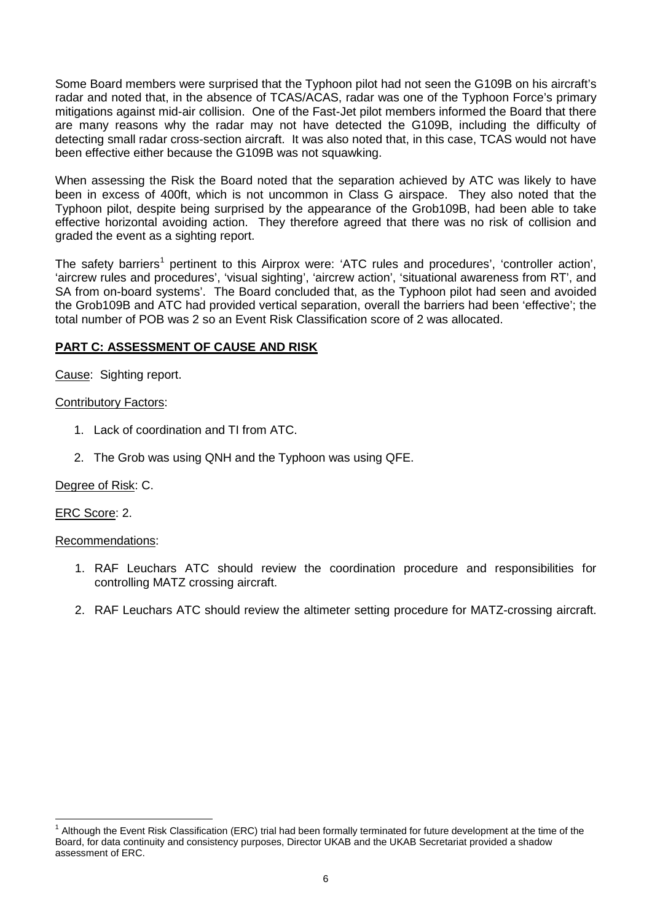Some Board members were surprised that the Typhoon pilot had not seen the G109B on his aircraft's radar and noted that, in the absence of TCAS/ACAS, radar was one of the Typhoon Force's primary mitigations against mid-air collision. One of the Fast-Jet pilot members informed the Board that there are many reasons why the radar may not have detected the G109B, including the difficulty of detecting small radar cross-section aircraft. It was also noted that, in this case, TCAS would not have been effective either because the G109B was not squawking.

When assessing the Risk the Board noted that the separation achieved by ATC was likely to have been in excess of 400ft, which is not uncommon in Class G airspace. They also noted that the Typhoon pilot, despite being surprised by the appearance of the Grob109B, had been able to take effective horizontal avoiding action. They therefore agreed that there was no risk of collision and graded the event as a sighting report.

The safety barriers[1] pertinent to this Airprox were: 'ATC rules and procedures', 'controller action', 'aircrew rules and procedures', 'visual sighting', 'aircrew action', 'situational awareness from RT', and SA from on-board systems'. The Board concluded that, as the Typhoon pilot had seen and avoided the Grob109B and ATC had provided vertical separation, overall the barriers had been 'effective'; the total number of POB was 2 so an Event Risk Classification score of 2 was allocated.

## PART C: ASSESSMENT OF CAUSE AND RISK

Cause: Sighting report.

Contributory Factors:

1. Lack of coordination and TI from ATC.
2. The Grob was using QNH and the Typhoon was using QFE.

Degree of Risk: C.

ERC Score: 2.

Recommendations:

1. RAF Leuchars ATC should review the coordination procedure and responsibilities for controlling MATZ crossing aircraft.
2. RAF Leuchars ATC should review the altimeter setting procedure for MATZ-crossing aircraft.

[1] Although the Event Risk Classification (ERC) trial had been formally terminated for future development at the time of the Board, for data continuity and consistency purposes, Director UKAB and the UKAB Secretariat provided a shadow assessment of ERC.